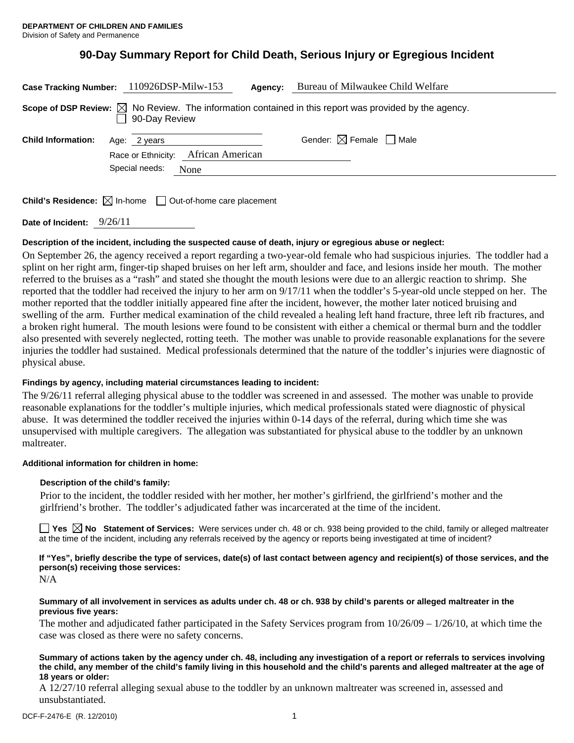**DEPARTMENT OF CHILDREN AND FAMILIES**
Division of Safety and Permanence

# 90-Day Summary Report for Child Death, Serious Injury or Egregious Incident

**Case Tracking Number:** 110926DSP-Milw-153 **Agency:** Bureau of Milwaukee Child Welfare

**Scope of DSP Review:** ☒ No Review. The information contained in this report was provided by the agency.
☐ 90-Day Review

**Child Information:** Age: 2 years Gender: ☒ Female ☐ Male

Race or Ethnicity: African American

Special needs: None

**Child's Residence:** ☒ In-home ☐ Out-of-home care placement

**Date of Incident:** 9/26/11

**Description of the incident, including the suspected cause of death, injury or egregious abuse or neglect:**

On September 26, the agency received a report regarding a two-year-old female who had suspicious injuries. The toddler had a splint on her right arm, finger-tip shaped bruises on her left arm, shoulder and face, and lesions inside her mouth. The mother referred to the bruises as a "rash" and stated she thought the mouth lesions were due to an allergic reaction to shrimp. She reported that the toddler had received the injury to her arm on 9/17/11 when the toddler's 5-year-old uncle stepped on her. The mother reported that the toddler initially appeared fine after the incident, however, the mother later noticed bruising and swelling of the arm. Further medical examination of the child revealed a healing left hand fracture, three left rib fractures, and a broken right humeral. The mouth lesions were found to be consistent with either a chemical or thermal burn and the toddler also presented with severely neglected, rotting teeth. The mother was unable to provide reasonable explanations for the severe injuries the toddler had sustained. Medical professionals determined that the nature of the toddler's injuries were diagnostic of physical abuse.

**Findings by agency, including material circumstances leading to incident:**

The 9/26/11 referral alleging physical abuse to the toddler was screened in and assessed. The mother was unable to provide reasonable explanations for the toddler's multiple injuries, which medical professionals stated were diagnostic of physical abuse. It was determined the toddler received the injuries within 0-14 days of the referral, during which time she was unsupervised with multiple caregivers. The allegation was substantiated for physical abuse to the toddler by an unknown maltreater.

**Additional information for children in home:**

**Description of the child's family:**

Prior to the incident, the toddler resided with her mother, her mother's girlfriend, the girlfriend's mother and the girlfriend's brother. The toddler's adjudicated father was incarcerated at the time of the incident.

☐ **Yes** ☒ **No Statement of Services:** Were services under ch. 48 or ch. 938 being provided to the child, family or alleged maltreater at the time of the incident, including any referrals received by the agency or reports being investigated at time of incident?

**If "Yes", briefly describe the type of services, date(s) of last contact between agency and recipient(s) of those services, and the person(s) receiving those services:**

N/A

**Summary of all involvement in services as adults under ch. 48 or ch. 938 by child's parents or alleged maltreater in the previous five years:**

The mother and adjudicated father participated in the Safety Services program from 10/26/09 – 1/26/10, at which time the case was closed as there were no safety concerns.

**Summary of actions taken by the agency under ch. 48, including any investigation of a report or referrals to services involving the child, any member of the child's family living in this household and the child's parents and alleged maltreater at the age of 18 years or older:**

A 12/27/10 referral alleging sexual abuse to the toddler by an unknown maltreater was screened in, assessed and unsubstantiated.

DCF-F-2476-E (R. 12/2010)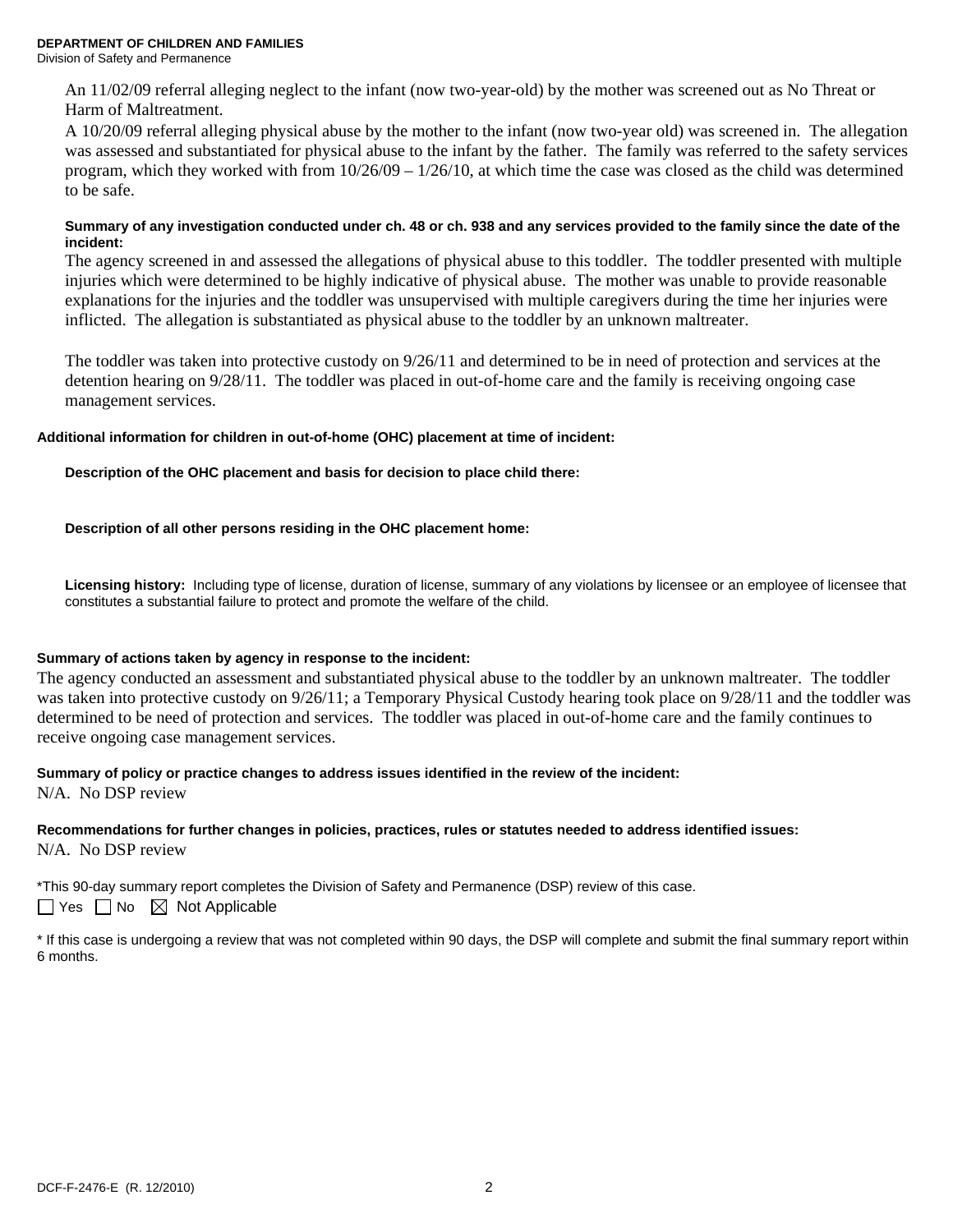An 11/02/09 referral alleging neglect to the infant (now two-year-old) by the mother was screened out as No Threat or Harm of Maltreatment.

A 10/20/09 referral alleging physical abuse by the mother to the infant (now two-year old) was screened in. The allegation was assessed and substantiated for physical abuse to the infant by the father. The family was referred to the safety services program, which they worked with from 10/26/09 – 1/26/10, at which time the case was closed as the child was determined to be safe.

**Summary of any investigation conducted under ch. 48 or ch. 938 and any services provided to the family since the date of the incident:**

The agency screened in and assessed the allegations of physical abuse to this toddler. The toddler presented with multiple injuries which were determined to be highly indicative of physical abuse. The mother was unable to provide reasonable explanations for the injuries and the toddler was unsupervised with multiple caregivers during the time her injuries were inflicted. The allegation is substantiated as physical abuse to the toddler by an unknown maltreater.

The toddler was taken into protective custody on 9/26/11 and determined to be in need of protection and services at the detention hearing on 9/28/11. The toddler was placed in out-of-home care and the family is receiving ongoing case management services.

**Additional information for children in out-of-home (OHC) placement at time of incident:**

**Description of the OHC placement and basis for decision to place child there:**

**Description of all other persons residing in the OHC placement home:**

**Licensing history:** Including type of license, duration of license, summary of any violations by licensee or an employee of licensee that constitutes a substantial failure to protect and promote the welfare of the child.

**Summary of actions taken by agency in response to the incident:**

The agency conducted an assessment and substantiated physical abuse to the toddler by an unknown maltreater. The toddler was taken into protective custody on 9/26/11; a Temporary Physical Custody hearing took place on 9/28/11 and the toddler was determined to be need of protection and services. The toddler was placed in out-of-home care and the family continues to receive ongoing case management services.

**Summary of policy or practice changes to address issues identified in the review of the incident:**

N/A. No DSP review

**Recommendations for further changes in policies, practices, rules or statutes needed to address identified issues:**

N/A. No DSP review

*This 90-day summary report completes the Division of Safety and Permanence (DSP) review of this case.

☐ Yes ☐ No ☒ Not Applicable

* If this case is undergoing a review that was not completed within 90 days, the DSP will complete and submit the final summary report within 6 months.

DCF-F-2476-E (R. 12/2010)